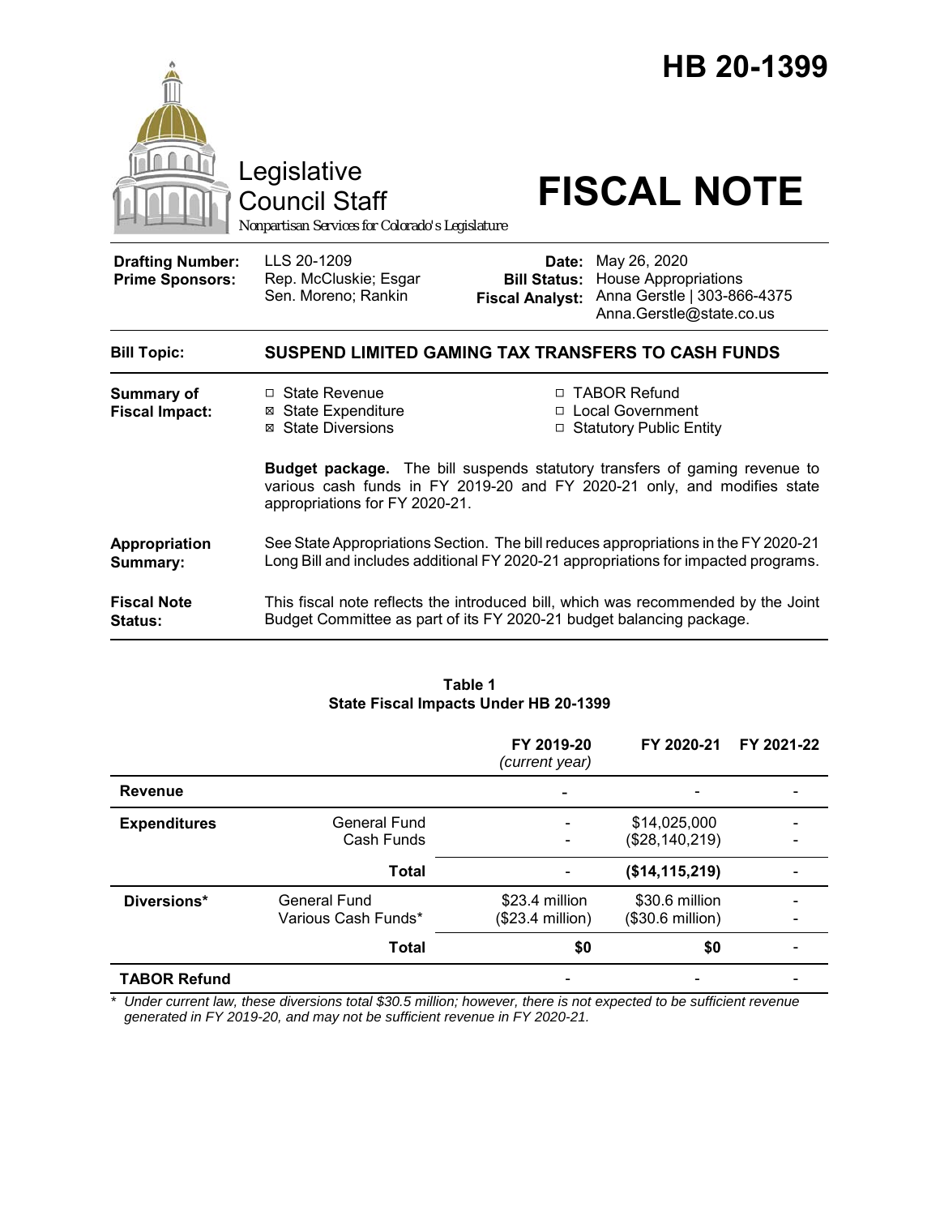# HB 20-1399

Legislative Council Staff

*Nonpartisan Services for Colorado's Legislature*

# FISCAL NOTE

| | | | |
|---|---|---|---|
| **Drafting Number:** | LLS 20-1209 | **Date:** | May 26, 2020 |
| **Prime Sponsors:** | Rep. McCluskie; Esgar<br>Sen. Moreno; Rankin | **Bill Status:** | House Appropriations |
| | | **Fiscal Analyst:** | Anna Gerstle \| 303-866-4375<br>Anna.Gerstle@state.co.us |

| | |
|---|---|
| **Bill Topic:** | **SUSPEND LIMITED GAMING TAX TRANSFERS TO CASH FUNDS** |

**Summary of Fiscal Impact:**

- ☐ State Revenue
- ☒ State Expenditure
- ☒ State Diversions
- ☐ TABOR Refund
- ☐ Local Government
- ☐ Statutory Public Entity

**Budget package.** The bill suspends statutory transfers of gaming revenue to various cash funds in FY 2019-20 and FY 2020-21 only, and modifies state appropriations for FY 2020-21.

**Appropriation Summary:** See State Appropriations Section. The bill reduces appropriations in the FY 2020-21 Long Bill and includes additional FY 2020-21 appropriations for impacted programs.

**Fiscal Note Status:** This fiscal note reflects the introduced bill, which was recommended by the Joint Budget Committee as part of its FY 2020-21 budget balancing package.

**Table 1**
**State Fiscal Impacts Under HB 20-1399**

| | | FY 2019-20 *(current year)* | FY 2020-21 | FY 2021-22 |
|---|---|---|---|---|
| **Revenue** | | - | - | - |
| **Expenditures** | General Fund | - | $14,025,000 | - |
| | Cash Funds | - | ($28,140,219) | - |
| | **Total** | - | **($14,115,219)** | - |
| **Diversions*** | General Fund | $23.4 million | $30.6 million | - |
| | Various Cash Funds* | ($23.4 million) | ($30.6 million) | - |
| | **Total** | **$0** | **$0** | - |
| **TABOR Refund** | | - | - | - |

\* *Under current law, these diversions total $30.5 million; however, there is not expected to be sufficient revenue generated in FY 2019-20, and may not be sufficient revenue in FY 2020-21.*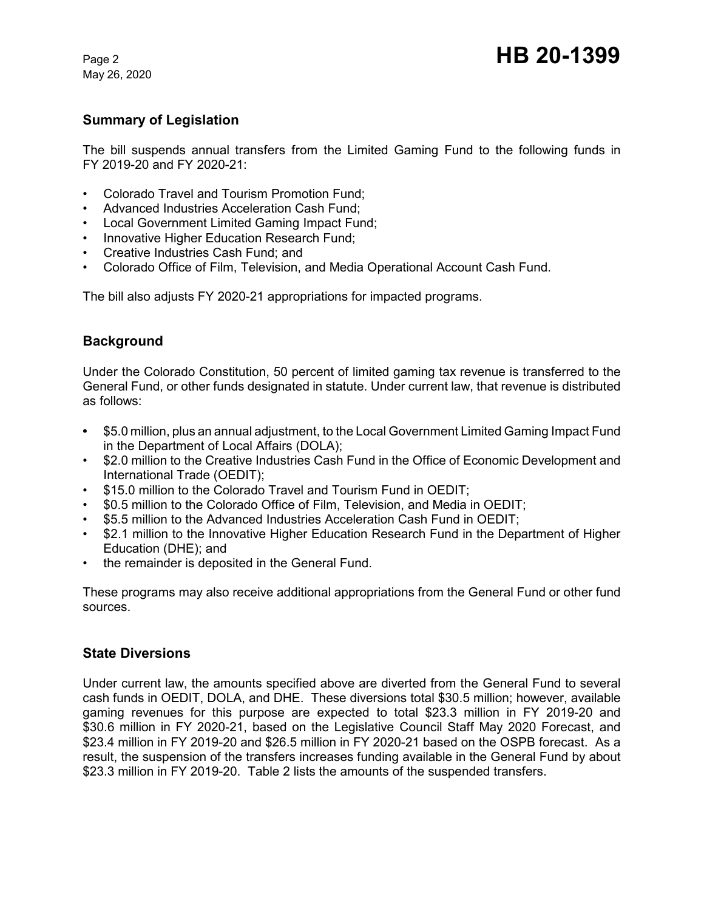## Summary of Legislation

The bill suspends annual transfers from the Limited Gaming Fund to the following funds in FY 2019-20 and FY 2020-21:

- Colorado Travel and Tourism Promotion Fund;
- Advanced Industries Acceleration Cash Fund;
- Local Government Limited Gaming Impact Fund;
- Innovative Higher Education Research Fund;
- Creative Industries Cash Fund; and
- Colorado Office of Film, Television, and Media Operational Account Cash Fund.

The bill also adjusts FY 2020-21 appropriations for impacted programs.

## Background

Under the Colorado Constitution, 50 percent of limited gaming tax revenue is transferred to the General Fund, or other funds designated in statute. Under current law, that revenue is distributed as follows:

- $5.0 million, plus an annual adjustment, to the Local Government Limited Gaming Impact Fund in the Department of Local Affairs (DOLA);
- $2.0 million to the Creative Industries Cash Fund in the Office of Economic Development and International Trade (OEDIT);
- $15.0 million to the Colorado Travel and Tourism Fund in OEDIT;
- $0.5 million to the Colorado Office of Film, Television, and Media in OEDIT;
- $5.5 million to the Advanced Industries Acceleration Cash Fund in OEDIT;
- $2.1 million to the Innovative Higher Education Research Fund in the Department of Higher Education (DHE); and
- the remainder is deposited in the General Fund.

These programs may also receive additional appropriations from the General Fund or other fund sources.

## State Diversions

Under current law, the amounts specified above are diverted from the General Fund to several cash funds in OEDIT, DOLA, and DHE. These diversions total $30.5 million; however, available gaming revenues for this purpose are expected to total $23.3 million in FY 2019-20 and $30.6 million in FY 2020-21, based on the Legislative Council Staff May 2020 Forecast, and $23.4 million in FY 2019-20 and $26.5 million in FY 2020-21 based on the OSPB forecast. As a result, the suspension of the transfers increases funding available in the General Fund by about $23.3 million in FY 2019-20. Table 2 lists the amounts of the suspended transfers.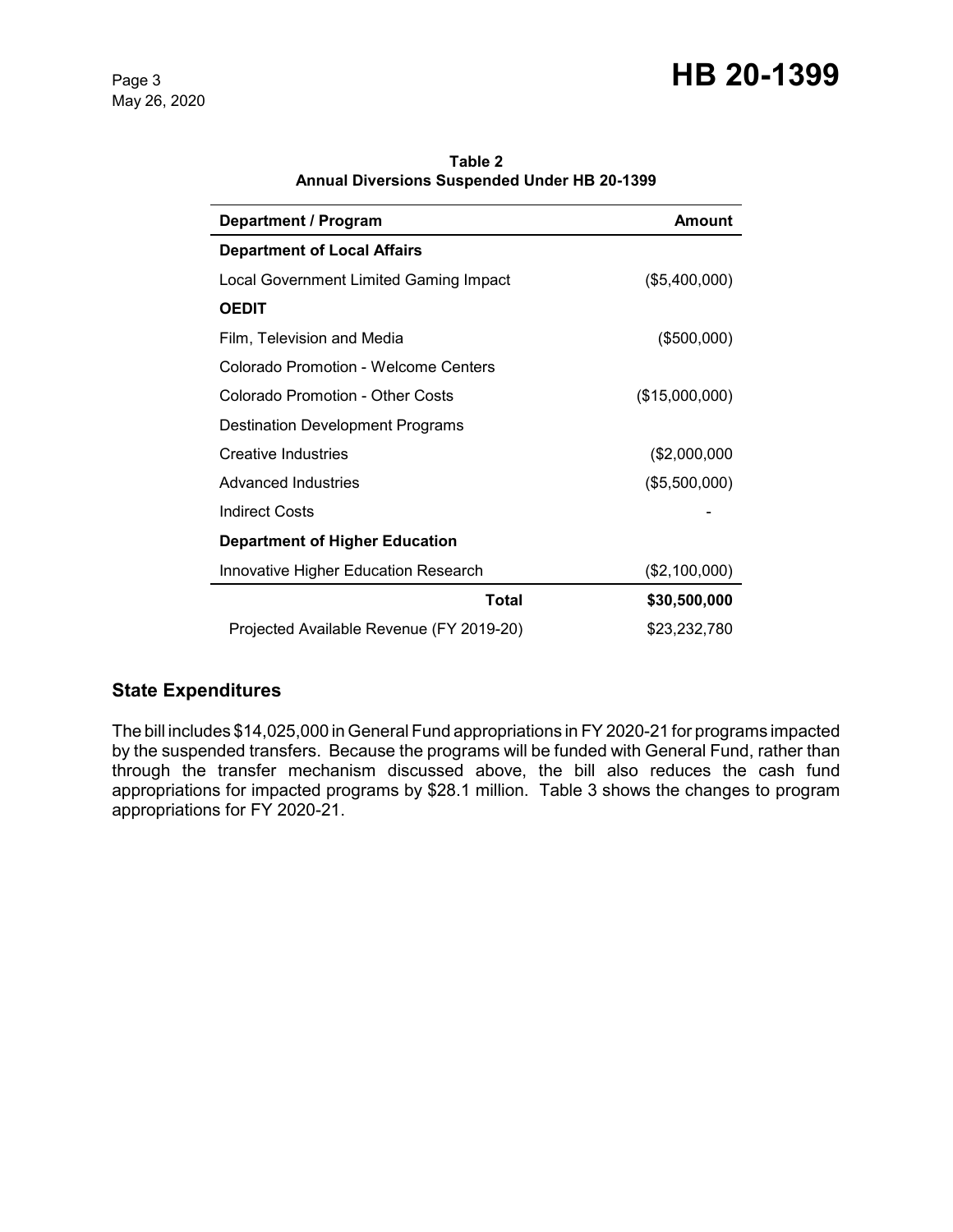**Table 2**
**Annual Diversions Suspended Under HB 20-1399**

| Department / Program | Amount |
|---|---|
| **Department of Local Affairs** | |
| Local Government Limited Gaming Impact | ($5,400,000) |
| **OEDIT** | |
| Film, Television and Media | ($500,000) |
| Colorado Promotion - Welcome Centers | |
| Colorado Promotion - Other Costs | ($15,000,000) |
| Destination Development Programs | |
| Creative Industries | ($2,000,000 |
| Advanced Industries | ($5,500,000) |
| Indirect Costs | - |
| **Department of Higher Education** | |
| Innovative Higher Education Research | ($2,100,000) |
| **Total** | **$30,500,000** |
| Projected Available Revenue (FY 2019-20) | $23,232,780 |

## State Expenditures

The bill includes $14,025,000 in General Fund appropriations in FY 2020-21 for programs impacted by the suspended transfers. Because the programs will be funded with General Fund, rather than through the transfer mechanism discussed above, the bill also reduces the cash fund appropriations for impacted programs by $28.1 million. Table 3 shows the changes to program appropriations for FY 2020-21.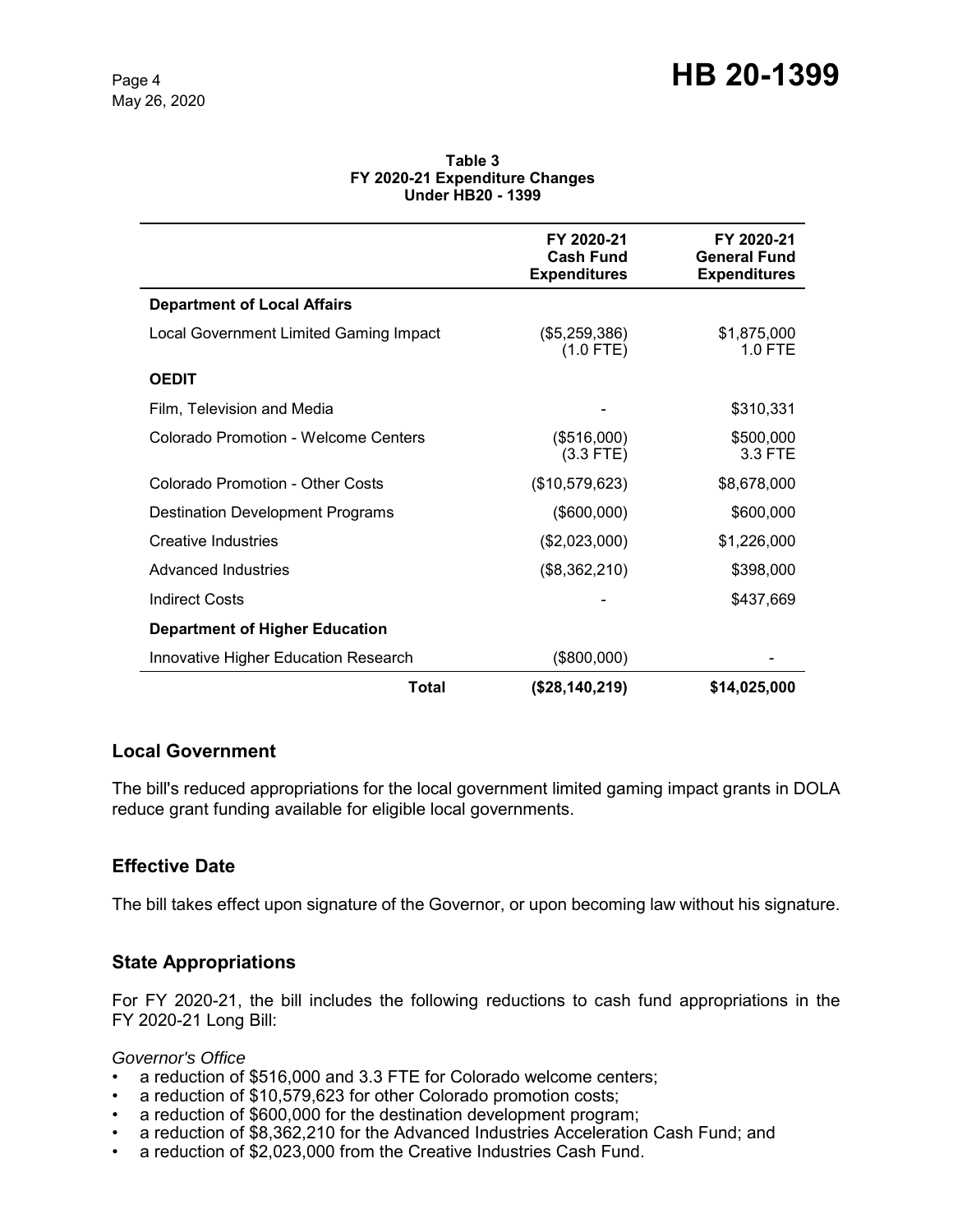**Table 3**
**FY 2020-21 Expenditure Changes**
**Under HB20 - 1399**

| | FY 2020-21 Cash Fund Expenditures | FY 2020-21 General Fund Expenditures |
|---|---|---|
| **Department of Local Affairs** | | |
| Local Government Limited Gaming Impact | ($5,259,386) (1.0 FTE) | $1,875,000 1.0 FTE |
| **OEDIT** | | |
| Film, Television and Media | - | $310,331 |
| Colorado Promotion - Welcome Centers | ($516,000) (3.3 FTE) | $500,000 3.3 FTE |
| Colorado Promotion - Other Costs | ($10,579,623) | $8,678,000 |
| Destination Development Programs | ($600,000) | $600,000 |
| Creative Industries | ($2,023,000) | $1,226,000 |
| Advanced Industries | ($8,362,210) | $398,000 |
| Indirect Costs | - | $437,669 |
| **Department of Higher Education** | | |
| Innovative Higher Education Research | ($800,000) | - |
| **Total** | **($28,140,219)** | **$14,025,000** |

## Local Government

The bill's reduced appropriations for the local government limited gaming impact grants in DOLA reduce grant funding available for eligible local governments.

## Effective Date

The bill takes effect upon signature of the Governor, or upon becoming law without his signature.

## State Appropriations

For FY 2020-21, the bill includes the following reductions to cash fund appropriations in the FY 2020-21 Long Bill:

*Governor's Office*

- a reduction of $516,000 and 3.3 FTE for Colorado welcome centers;
- a reduction of $10,579,623 for other Colorado promotion costs;
- a reduction of $600,000 for the destination development program;
- a reduction of $8,362,210 for the Advanced Industries Acceleration Cash Fund; and
- a reduction of $2,023,000 from the Creative Industries Cash Fund.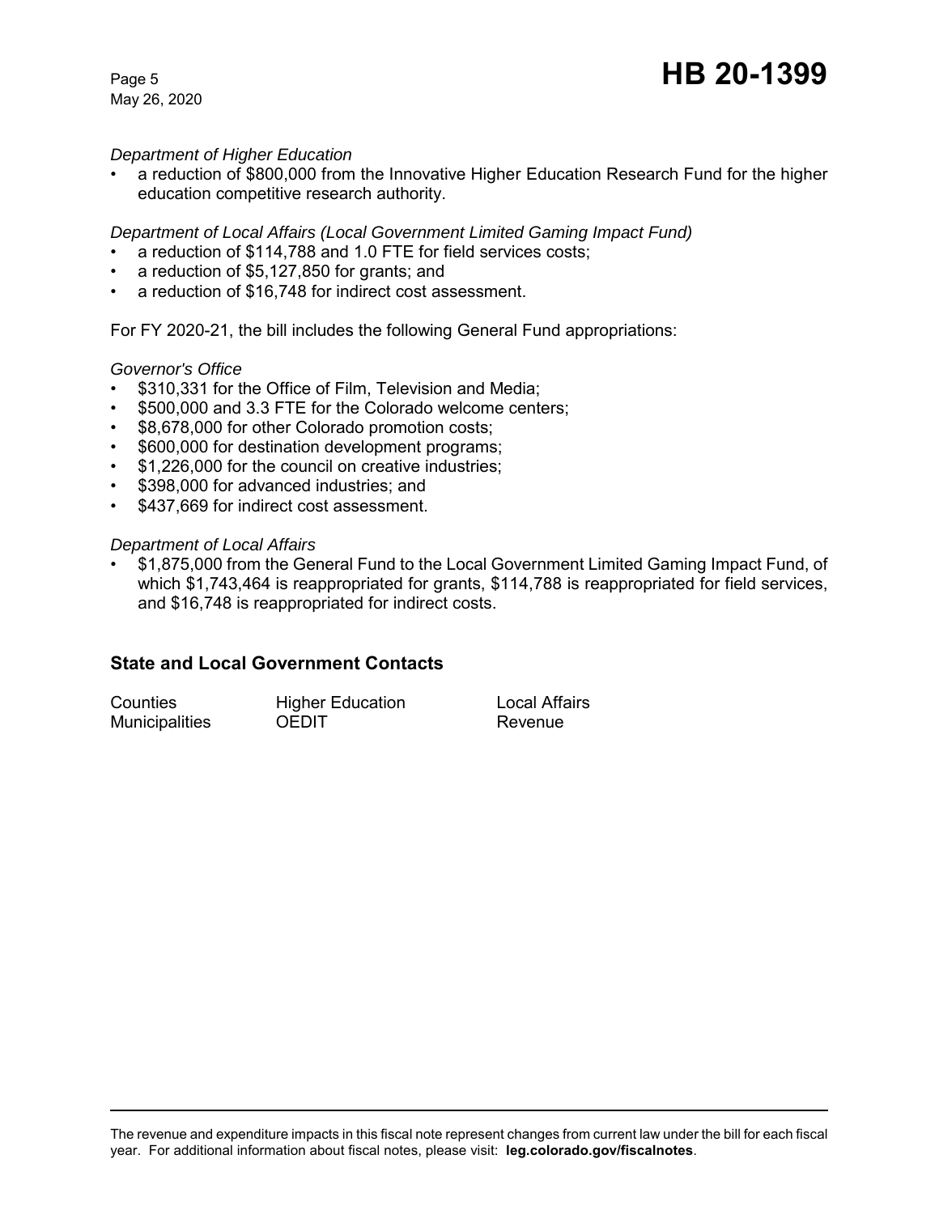*Department of Higher Education*

- a reduction of $800,000 from the Innovative Higher Education Research Fund for the higher education competitive research authority.

*Department of Local Affairs (Local Government Limited Gaming Impact Fund)*

- a reduction of $114,788 and 1.0 FTE for field services costs;
- a reduction of $5,127,850 for grants; and
- a reduction of $16,748 for indirect cost assessment.

For FY 2020-21, the bill includes the following General Fund appropriations:

*Governor's Office*

- $310,331 for the Office of Film, Television and Media;
- $500,000 and 3.3 FTE for the Colorado welcome centers;
- $8,678,000 for other Colorado promotion costs;
- $600,000 for destination development programs;
- $1,226,000 for the council on creative industries;
- $398,000 for advanced industries; and
- $437,669 for indirect cost assessment.

*Department of Local Affairs*

- $1,875,000 from the General Fund to the Local Government Limited Gaming Impact Fund, of which $1,743,464 is reappropriated for grants, $114,788 is reappropriated for field services, and $16,748 is reappropriated for indirect costs.

## State and Local Government Contacts

| | | |
|---|---|---|
| Counties | Higher Education | Local Affairs |
| Municipalities | OEDIT | Revenue |

The revenue and expenditure impacts in this fiscal note represent changes from current law under the bill for each fiscal year. For additional information about fiscal notes, please visit: **leg.colorado.gov/fiscalnotes**.